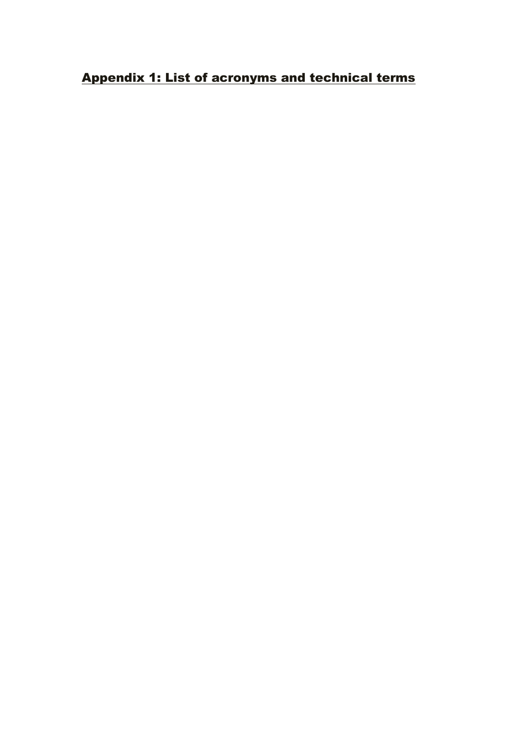## Appendix 1: List of acronyms and technical terms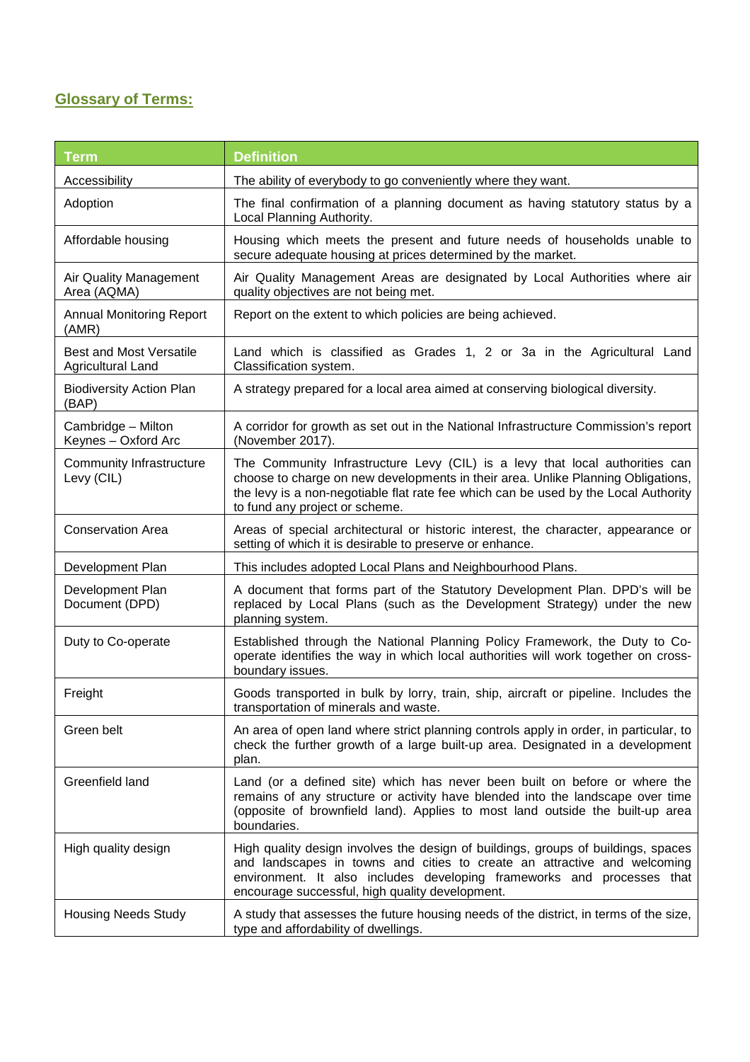## Glossary of Terms:

| Term | Definition |
|---|---|
| Accessibility | The ability of everybody to go conveniently where they want. |
| Adoption | The final confirmation of a planning document as having statutory status by a Local Planning Authority. |
| Affordable housing | Housing which meets the present and future needs of households unable to secure adequate housing at prices determined by the market. |
| Air Quality Management Area (AQMA) | Air Quality Management Areas are designated by Local Authorities where air quality objectives are not being met. |
| Annual Monitoring Report (AMR) | Report on the extent to which policies are being achieved. |
| Best and Most Versatile Agricultural Land | Land which is classified as Grades 1, 2 or 3a in the Agricultural Land Classification system. |
| Biodiversity Action Plan (BAP) | A strategy prepared for a local area aimed at conserving biological diversity. |
| Cambridge – Milton Keynes – Oxford Arc | A corridor for growth as set out in the National Infrastructure Commission's report (November 2017). |
| Community Infrastructure Levy (CIL) | The Community Infrastructure Levy (CIL) is a levy that local authorities can choose to charge on new developments in their area. Unlike Planning Obligations, the levy is a non-negotiable flat rate fee which can be used by the Local Authority to fund any project or scheme. |
| Conservation Area | Areas of special architectural or historic interest, the character, appearance or setting of which it is desirable to preserve or enhance. |
| Development Plan | This includes adopted Local Plans and Neighbourhood Plans. |
| Development Plan Document (DPD) | A document that forms part of the Statutory Development Plan. DPD's will be replaced by Local Plans (such as the Development Strategy) under the new planning system. |
| Duty to Co-operate | Established through the National Planning Policy Framework, the Duty to Co-operate identifies the way in which local authorities will work together on cross-boundary issues. |
| Freight | Goods transported in bulk by lorry, train, ship, aircraft or pipeline. Includes the transportation of minerals and waste. |
| Green belt | An area of open land where strict planning controls apply in order, in particular, to check the further growth of a large built-up area. Designated in a development plan. |
| Greenfield land | Land (or a defined site) which has never been built on before or where the remains of any structure or activity have blended into the landscape over time (opposite of brownfield land). Applies to most land outside the built-up area boundaries. |
| High quality design | High quality design involves the design of buildings, groups of buildings, spaces and landscapes in towns and cities to create an attractive and welcoming environment. It also includes developing frameworks and processes that encourage successful, high quality development. |
| Housing Needs Study | A study that assesses the future housing needs of the district, in terms of the size, type and affordability of dwellings. |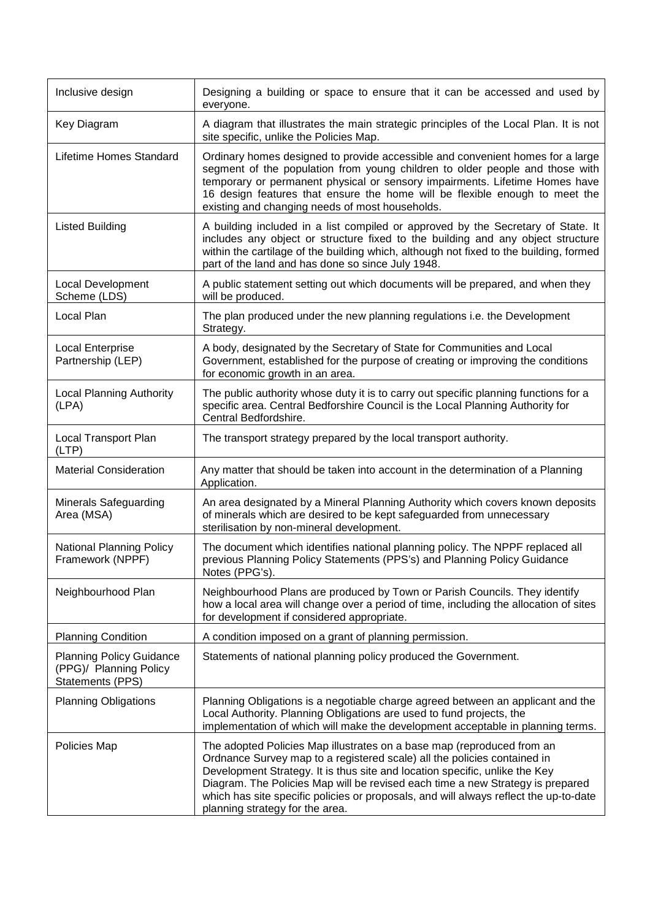| | |
|---|---|
| Inclusive design | Designing a building or space to ensure that it can be accessed and used by everyone. |
| Key Diagram | A diagram that illustrates the main strategic principles of the Local Plan. It is not site specific, unlike the Policies Map. |
| Lifetime Homes Standard | Ordinary homes designed to provide accessible and convenient homes for a large segment of the population from young children to older people and those with temporary or permanent physical or sensory impairments. Lifetime Homes have 16 design features that ensure the home will be flexible enough to meet the existing and changing needs of most households. |
| Listed Building | A building included in a list compiled or approved by the Secretary of State. It includes any object or structure fixed to the building and any object structure within the cartilage of the building which, although not fixed to the building, formed part of the land and has done so since July 1948. |
| Local Development Scheme (LDS) | A public statement setting out which documents will be prepared, and when they will be produced. |
| Local Plan | The plan produced under the new planning regulations i.e. the Development Strategy. |
| Local Enterprise Partnership (LEP) | A body, designated by the Secretary of State for Communities and Local Government, established for the purpose of creating or improving the conditions for economic growth in an area. |
| Local Planning Authority (LPA) | The public authority whose duty it is to carry out specific planning functions for a specific area. Central Bedforshire Council is the Local Planning Authority for Central Bedfordshire. |
| Local Transport Plan (LTP) | The transport strategy prepared by the local transport authority. |
| Material Consideration | Any matter that should be taken into account in the determination of a Planning Application. |
| Minerals Safeguarding Area (MSA) | An area designated by a Mineral Planning Authority which covers known deposits of minerals which are desired to be kept safeguarded from unnecessary sterilisation by non-mineral development. |
| National Planning Policy Framework (NPPF) | The document which identifies national planning policy. The NPPF replaced all previous Planning Policy Statements (PPS's) and Planning Policy Guidance Notes (PPG's). |
| Neighbourhood Plan | Neighbourhood Plans are produced by Town or Parish Councils. They identify how a local area will change over a period of time, including the allocation of sites for development if considered appropriate. |
| Planning Condition | A condition imposed on a grant of planning permission. |
| Planning Policy Guidance (PPG)/ Planning Policy Statements (PPS) | Statements of national planning policy produced the Government. |
| Planning Obligations | Planning Obligations is a negotiable charge agreed between an applicant and the Local Authority. Planning Obligations are used to fund projects, the implementation of which will make the development acceptable in planning terms. |
| Policies Map | The adopted Policies Map illustrates on a base map (reproduced from an Ordnance Survey map to a registered scale) all the policies contained in Development Strategy. It is thus site and location specific, unlike the Key Diagram. The Policies Map will be revised each time a new Strategy is prepared which has site specific policies or proposals, and will always reflect the up-to-date planning strategy for the area. |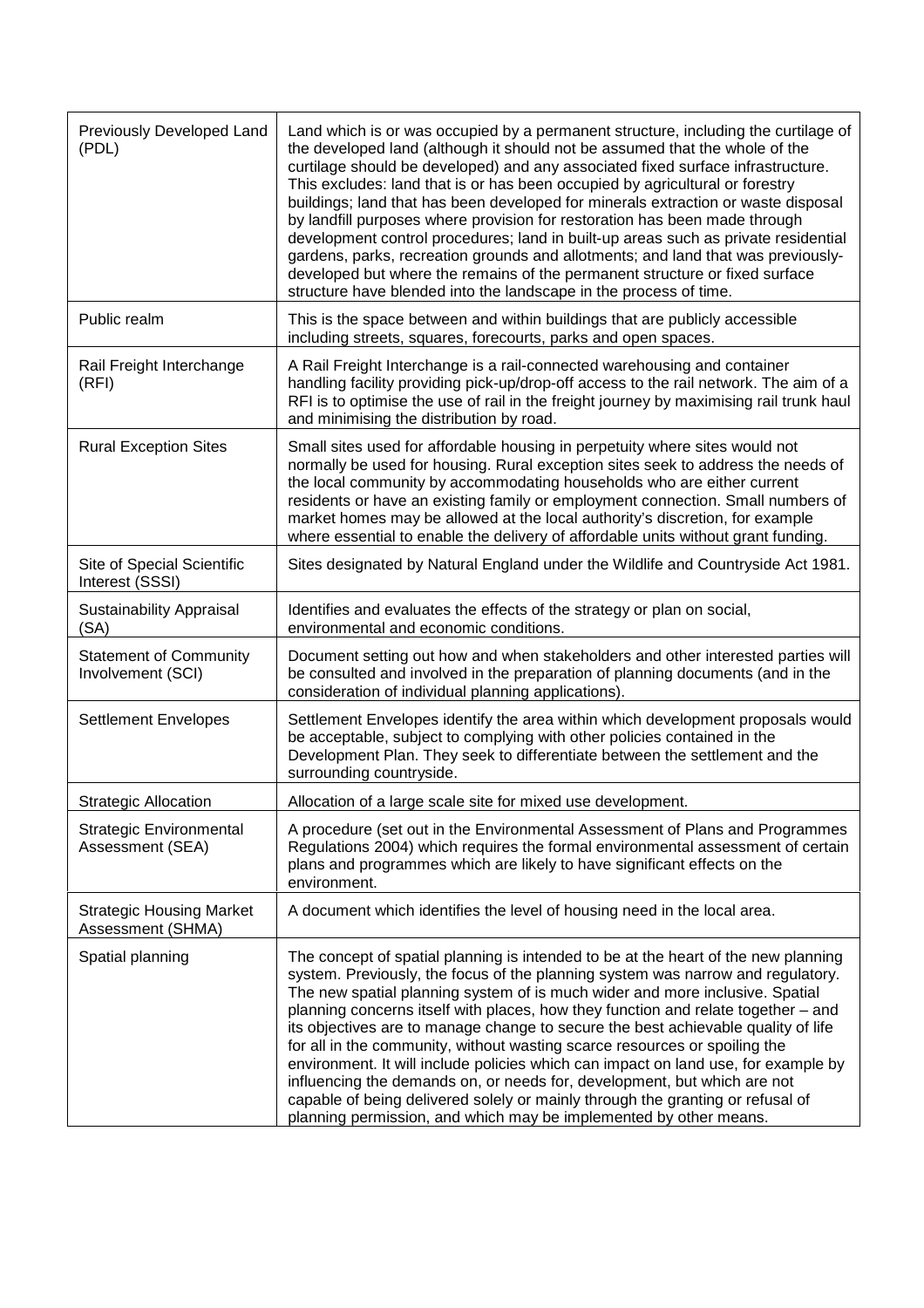| | |
|---|---|
| Previously Developed Land (PDL) | Land which is or was occupied by a permanent structure, including the curtilage of the developed land (although it should not be assumed that the whole of the curtilage should be developed) and any associated fixed surface infrastructure. This excludes: land that is or has been occupied by agricultural or forestry buildings; land that has been developed for minerals extraction or waste disposal by landfill purposes where provision for restoration has been made through development control procedures; land in built-up areas such as private residential gardens, parks, recreation grounds and allotments; and land that was previously-developed but where the remains of the permanent structure or fixed surface structure have blended into the landscape in the process of time. |
| Public realm | This is the space between and within buildings that are publicly accessible including streets, squares, forecourts, parks and open spaces. |
| Rail Freight Interchange (RFI) | A Rail Freight Interchange is a rail-connected warehousing and container handling facility providing pick-up/drop-off access to the rail network. The aim of a RFI is to optimise the use of rail in the freight journey by maximising rail trunk haul and minimising the distribution by road. |
| Rural Exception Sites | Small sites used for affordable housing in perpetuity where sites would not normally be used for housing. Rural exception sites seek to address the needs of the local community by accommodating households who are either current residents or have an existing family or employment connection. Small numbers of market homes may be allowed at the local authority's discretion, for example where essential to enable the delivery of affordable units without grant funding. |
| Site of Special Scientific Interest (SSSI) | Sites designated by Natural England under the Wildlife and Countryside Act 1981. |
| Sustainability Appraisal (SA) | Identifies and evaluates the effects of the strategy or plan on social, environmental and economic conditions. |
| Statement of Community Involvement (SCI) | Document setting out how and when stakeholders and other interested parties will be consulted and involved in the preparation of planning documents (and in the consideration of individual planning applications). |
| Settlement Envelopes | Settlement Envelopes identify the area within which development proposals would be acceptable, subject to complying with other policies contained in the Development Plan. They seek to differentiate between the settlement and the surrounding countryside. |
| Strategic Allocation | Allocation of a large scale site for mixed use development. |
| Strategic Environmental Assessment (SEA) | A procedure (set out in the Environmental Assessment of Plans and Programmes Regulations 2004) which requires the formal environmental assessment of certain plans and programmes which are likely to have significant effects on the environment. |
| Strategic Housing Market Assessment (SHMA) | A document which identifies the level of housing need in the local area. |
| Spatial planning | The concept of spatial planning is intended to be at the heart of the new planning system. Previously, the focus of the planning system was narrow and regulatory. The new spatial planning system of is much wider and more inclusive. Spatial planning concerns itself with places, how they function and relate together – and its objectives are to manage change to secure the best achievable quality of life for all in the community, without wasting scarce resources or spoiling the environment. It will include policies which can impact on land use, for example by influencing the demands on, or needs for, development, but which are not capable of being delivered solely or mainly through the granting or refusal of planning permission, and which may be implemented by other means. |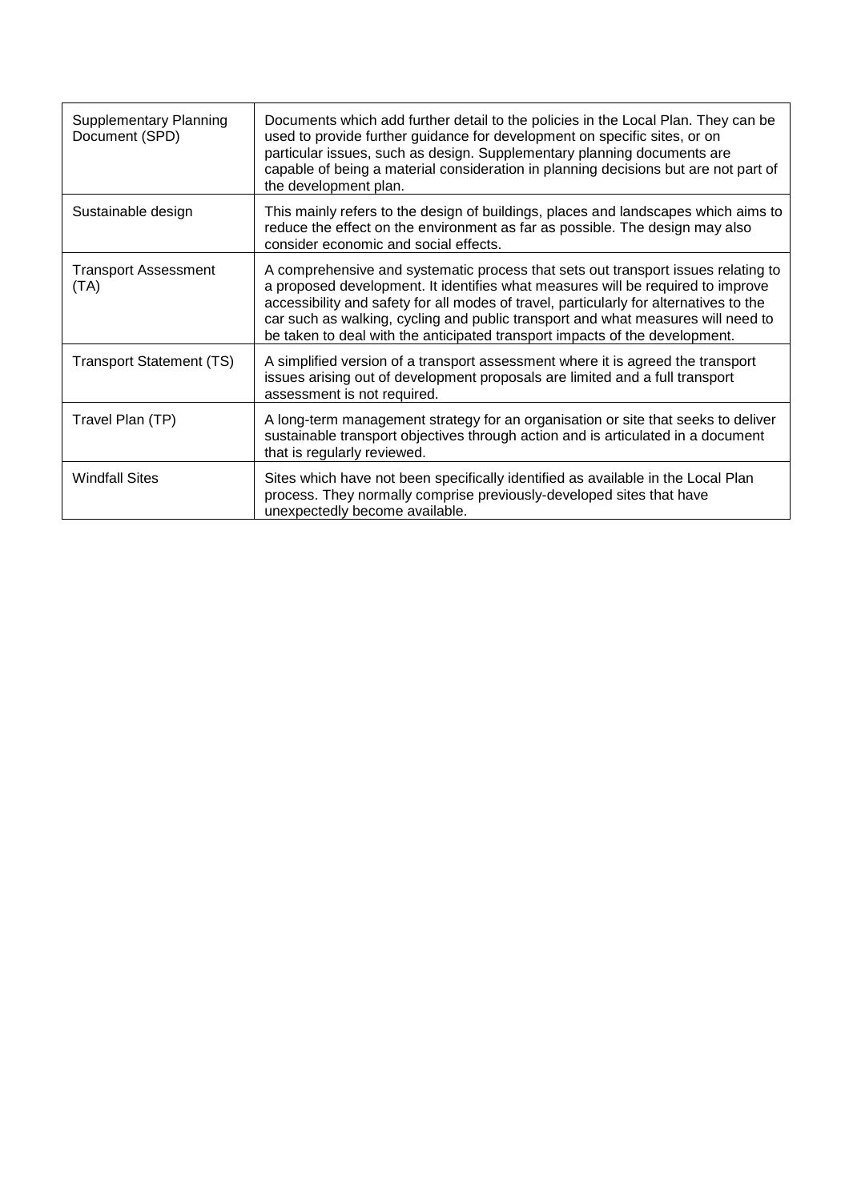| | |
|---|---|
| Supplementary Planning Document (SPD) | Documents which add further detail to the policies in the Local Plan. They can be used to provide further guidance for development on specific sites, or on particular issues, such as design. Supplementary planning documents are capable of being a material consideration in planning decisions but are not part of the development plan. |
| Sustainable design | This mainly refers to the design of buildings, places and landscapes which aims to reduce the effect on the environment as far as possible. The design may also consider economic and social effects. |
| Transport Assessment (TA) | A comprehensive and systematic process that sets out transport issues relating to a proposed development. It identifies what measures will be required to improve accessibility and safety for all modes of travel, particularly for alternatives to the car such as walking, cycling and public transport and what measures will need to be taken to deal with the anticipated transport impacts of the development. |
| Transport Statement (TS) | A simplified version of a transport assessment where it is agreed the transport issues arising out of development proposals are limited and a full transport assessment is not required. |
| Travel Plan (TP) | A long-term management strategy for an organisation or site that seeks to deliver sustainable transport objectives through action and is articulated in a document that is regularly reviewed. |
| Windfall Sites | Sites which have not been specifically identified as available in the Local Plan process. They normally comprise previously-developed sites that have unexpectedly become available. |